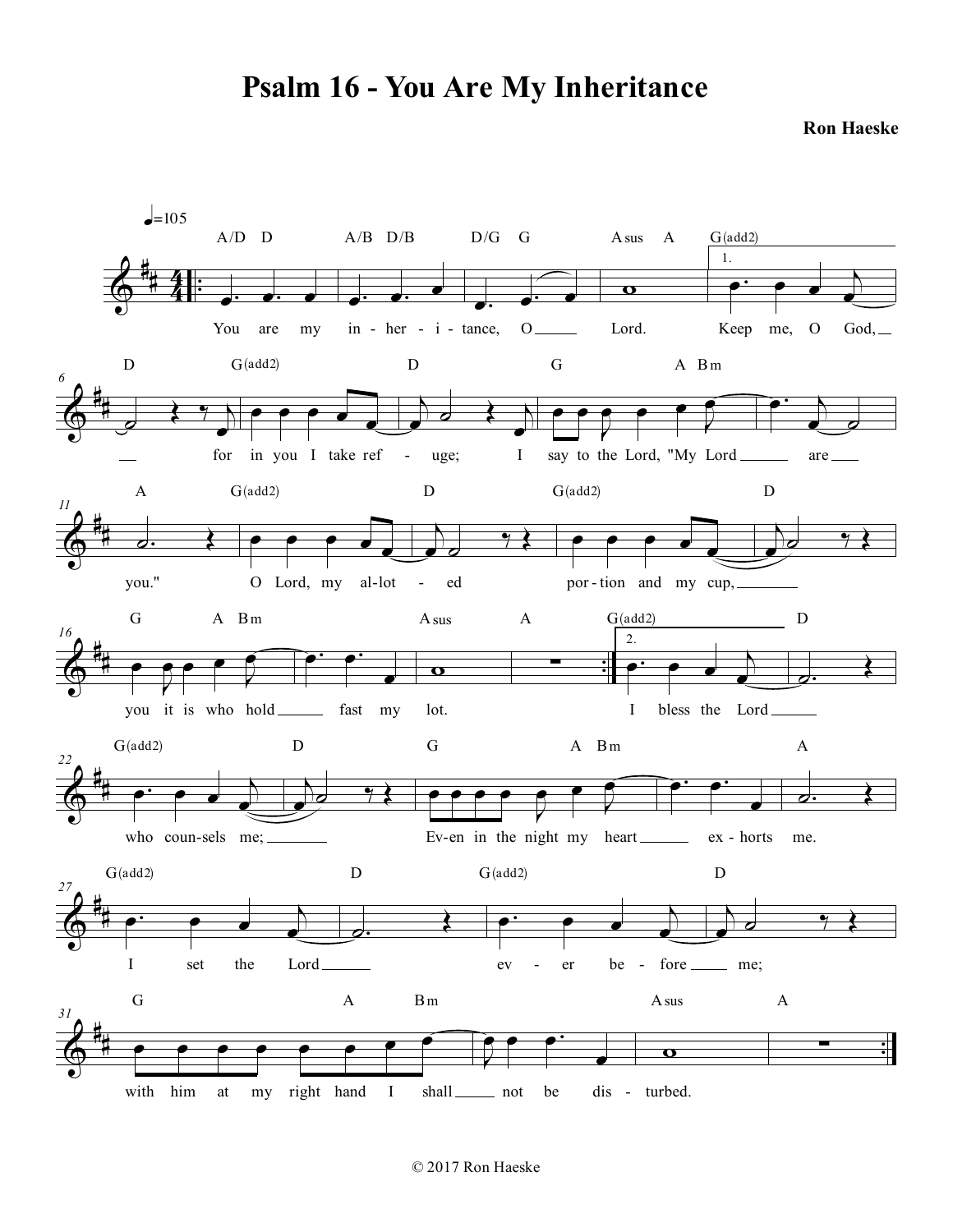# Psalm 16 - You Are My Inheritance

**Ron Haeske**

♩=105

You are my in-her-i-tance, O Lord. Keep me, O God, for in you I take ref-uge; I say to the Lord, "My Lord are you." O Lord, my al-lot-ed por-tion and my cup, you it is who hold fast my lot.

I bless the Lord who coun-sels me; Ev-en in the night my heart ex-horts me. I set the Lord ev-er be-fore me; with him at my right hand I shall not be dis-turbed.

© 2017 Ron Haeske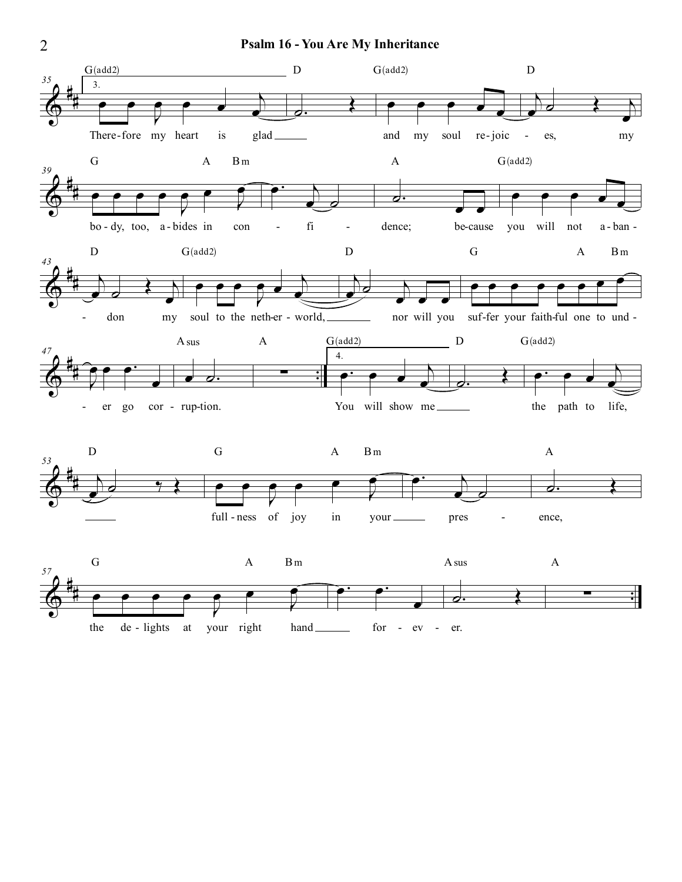3. There-fore my heart is glad and my soul re-joic - es, my

bo - dy, too, a - bides in con - fi - dence; be-cause you will not a - ban -

- don my soul to the neth-er - world, nor will you suf-fer your faith-ful one to und -

- er go cor - rup-tion.

4. You will show me the path to life,

full - ness of joy in your pres - ence,

the de - lights at your right hand for - ev - er.